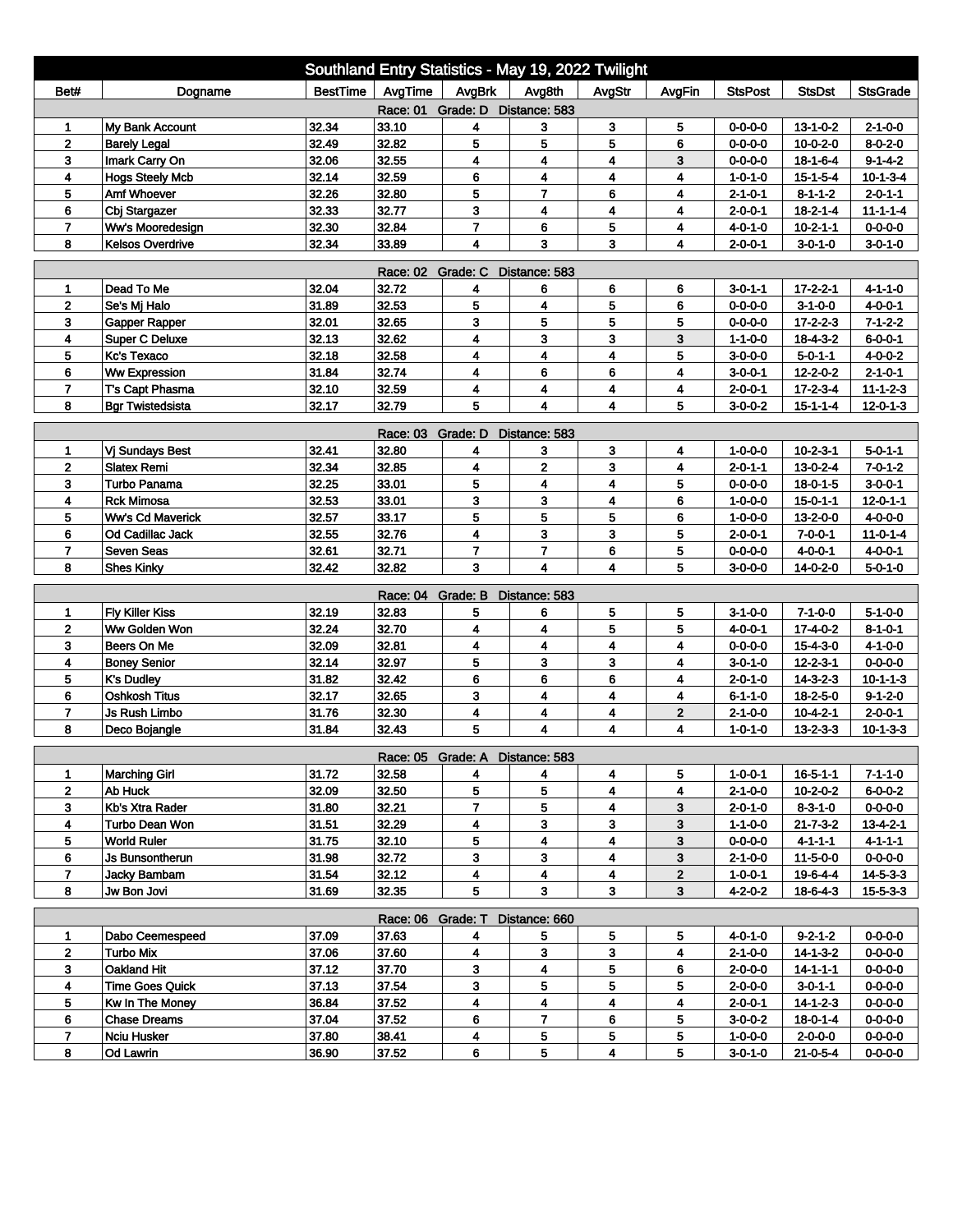# Southland Entry Statistics - May 19, 2022 Twilight

| Bet# | Dogname | BestTime | AvgTime | AvgBrk | Avg8th | AvgStr | AvgFin | StsPost | StsDst | StsGrade |
|---|---|---|---|---|---|---|---|---|---|---|
| | | | Race: 01 Grade: D Distance: 583 | | | | | | | |
| 1 | My Bank Account | 32.34 | 33.10 | 4 | 3 | 3 | 5 | 0-0-0-0 | 13-1-0-2 | 2-1-0-0 |
| 2 | Barely Legal | 32.49 | 32.82 | 5 | 5 | 5 | 6 | 0-0-0-0 | 10-0-2-0 | 8-0-2-0 |
| 3 | Imark Carry On | 32.06 | 32.55 | 4 | 4 | 4 | 3 | 0-0-0-0 | 18-1-6-4 | 9-1-4-2 |
| 4 | Hogs Steely Mcb | 32.14 | 32.59 | 6 | 4 | 4 | 4 | 1-0-1-0 | 15-1-5-4 | 10-1-3-4 |
| 5 | Amf Whoever | 32.26 | 32.80 | 5 | 7 | 6 | 4 | 2-1-0-1 | 8-1-1-2 | 2-0-1-1 |
| 6 | Cbj Stargazer | 32.33 | 32.77 | 3 | 4 | 4 | 4 | 2-0-0-1 | 18-2-1-4 | 11-1-1-4 |
| 7 | Ww's Mooredesign | 32.30 | 32.84 | 7 | 6 | 5 | 4 | 4-0-1-0 | 10-2-1-1 | 0-0-0-0 |
| 8 | Kelsos Overdrive | 32.34 | 33.89 | 4 | 3 | 3 | 4 | 2-0-0-1 | 3-0-1-0 | 3-0-1-0 |
| | | | Race: 02 Grade: C Distance: 583 | | | | | | | |
| 1 | Dead To Me | 32.04 | 32.72 | 4 | 6 | 6 | 6 | 3-0-1-1 | 17-2-2-1 | 4-1-1-0 |
| 2 | Se's Mj Halo | 31.89 | 32.53 | 5 | 4 | 5 | 6 | 0-0-0-0 | 3-1-0-0 | 4-0-0-1 |
| 3 | Gapper Rapper | 32.01 | 32.65 | 3 | 5 | 5 | 5 | 0-0-0-0 | 17-2-2-3 | 7-1-2-2 |
| 4 | Super C Deluxe | 32.13 | 32.62 | 4 | 3 | 3 | 3 | 1-1-0-0 | 18-4-3-2 | 6-0-0-1 |
| 5 | Kc's Texaco | 32.18 | 32.58 | 4 | 4 | 4 | 5 | 3-0-0-0 | 5-0-1-1 | 4-0-0-2 |
| 6 | Ww Expression | 31.84 | 32.74 | 4 | 6 | 6 | 4 | 3-0-0-1 | 12-2-0-2 | 2-1-0-1 |
| 7 | T's Capt Phasma | 32.10 | 32.59 | 4 | 4 | 4 | 4 | 2-0-0-1 | 17-2-3-4 | 11-1-2-3 |
| 8 | Bgr Twistedsista | 32.17 | 32.79 | 5 | 4 | 4 | 5 | 3-0-0-2 | 15-1-1-4 | 12-0-1-3 |
| | | | Race: 03 Grade: D Distance: 583 | | | | | | | |
| 1 | Vj Sundays Best | 32.41 | 32.80 | 4 | 3 | 3 | 4 | 1-0-0-0 | 10-2-3-1 | 5-0-1-1 |
| 2 | Slatex Remi | 32.34 | 32.85 | 4 | 2 | 3 | 4 | 2-0-1-1 | 13-0-2-4 | 7-0-1-2 |
| 3 | Turbo Panama | 32.25 | 33.01 | 5 | 4 | 4 | 5 | 0-0-0-0 | 18-0-1-5 | 3-0-0-1 |
| 4 | Rck Mimosa | 32.53 | 33.01 | 3 | 3 | 4 | 6 | 1-0-0-0 | 15-0-1-1 | 12-0-1-1 |
| 5 | Ww's Cd Maverick | 32.57 | 33.17 | 5 | 5 | 5 | 6 | 1-0-0-0 | 13-2-0-0 | 4-0-0-0 |
| 6 | Od Cadillac Jack | 32.55 | 32.76 | 4 | 3 | 3 | 5 | 2-0-0-1 | 7-0-0-1 | 11-0-1-4 |
| 7 | Seven Seas | 32.61 | 32.71 | 7 | 7 | 6 | 5 | 0-0-0-0 | 4-0-0-1 | 4-0-0-1 |
| 8 | Shes Kinky | 32.42 | 32.82 | 3 | 4 | 4 | 5 | 3-0-0-0 | 14-0-2-0 | 5-0-1-0 |
| | | | Race: 04 Grade: B Distance: 583 | | | | | | | |
| 1 | Fly Killer Kiss | 32.19 | 32.83 | 5 | 6 | 5 | 5 | 3-1-0-0 | 7-1-0-0 | 5-1-0-0 |
| 2 | Ww Golden Won | 32.24 | 32.70 | 4 | 4 | 5 | 5 | 4-0-0-1 | 17-4-0-2 | 8-1-0-1 |
| 3 | Beers On Me | 32.09 | 32.81 | 4 | 4 | 4 | 4 | 0-0-0-0 | 15-4-3-0 | 4-1-0-0 |
| 4 | Boney Senior | 32.14 | 32.97 | 5 | 3 | 3 | 4 | 3-0-1-0 | 12-2-3-1 | 0-0-0-0 |
| 5 | K's Dudley | 31.82 | 32.42 | 6 | 6 | 6 | 4 | 2-0-1-0 | 14-3-2-3 | 10-1-1-3 |
| 6 | Oshkosh Titus | 32.17 | 32.65 | 3 | 4 | 4 | 4 | 6-1-1-0 | 18-2-5-0 | 9-1-2-0 |
| 7 | Js Rush Limbo | 31.76 | 32.30 | 4 | 4 | 4 | 2 | 2-1-0-0 | 10-4-2-1 | 2-0-0-1 |
| 8 | Deco Bojangle | 31.84 | 32.43 | 5 | 4 | 4 | 4 | 1-0-1-0 | 13-2-3-3 | 10-1-3-3 |
| | | | Race: 05 Grade: A Distance: 583 | | | | | | | |
| 1 | Marching Girl | 31.72 | 32.58 | 4 | 4 | 4 | 5 | 1-0-0-1 | 16-5-1-1 | 7-1-1-0 |
| 2 | Ab Huck | 32.09 | 32.50 | 5 | 5 | 4 | 4 | 2-1-0-0 | 10-2-0-2 | 6-0-0-2 |
| 3 | Kb's Xtra Rader | 31.80 | 32.21 | 7 | 5 | 4 | 3 | 2-0-1-0 | 8-3-1-0 | 0-0-0-0 |
| 4 | Turbo Dean Won | 31.51 | 32.29 | 4 | 3 | 3 | 3 | 1-1-0-0 | 21-7-3-2 | 13-4-2-1 |
| 5 | World Ruler | 31.75 | 32.10 | 5 | 4 | 4 | 3 | 0-0-0-0 | 4-1-1-1 | 4-1-1-1 |
| 6 | Js Bunsontherun | 31.98 | 32.72 | 3 | 3 | 4 | 3 | 2-1-0-0 | 11-5-0-0 | 0-0-0-0 |
| 7 | Jacky Bambam | 31.54 | 32.12 | 4 | 4 | 4 | 2 | 1-0-0-1 | 19-6-4-4 | 14-5-3-3 |
| 8 | Jw Bon Jovi | 31.69 | 32.35 | 5 | 3 | 3 | 3 | 4-2-0-2 | 18-6-4-3 | 15-5-3-3 |
| | | | Race: 06 Grade: T Distance: 660 | | | | | | | |
| 1 | Dabo Ceemespeed | 37.09 | 37.63 | 4 | 5 | 5 | 5 | 4-0-1-0 | 9-2-1-2 | 0-0-0-0 |
| 2 | Turbo Mix | 37.06 | 37.60 | 4 | 3 | 3 | 4 | 2-1-0-0 | 14-1-3-2 | 0-0-0-0 |
| 3 | Oakland Hit | 37.12 | 37.70 | 3 | 4 | 5 | 6 | 2-0-0-0 | 14-1-1-1 | 0-0-0-0 |
| 4 | Time Goes Quick | 37.13 | 37.54 | 3 | 5 | 5 | 5 | 2-0-0-0 | 3-0-1-1 | 0-0-0-0 |
| 5 | Kw In The Money | 36.84 | 37.52 | 4 | 4 | 4 | 4 | 2-0-0-1 | 14-1-2-3 | 0-0-0-0 |
| 6 | Chase Dreams | 37.04 | 37.52 | 6 | 7 | 6 | 5 | 3-0-0-2 | 18-0-1-4 | 0-0-0-0 |
| 7 | Nciu Husker | 37.80 | 38.41 | 4 | 5 | 5 | 5 | 1-0-0-0 | 2-0-0-0 | 0-0-0-0 |
| 8 | Od Lawrin | 36.90 | 37.52 | 6 | 5 | 4 | 5 | 3-0-1-0 | 21-0-5-4 | 0-0-0-0 |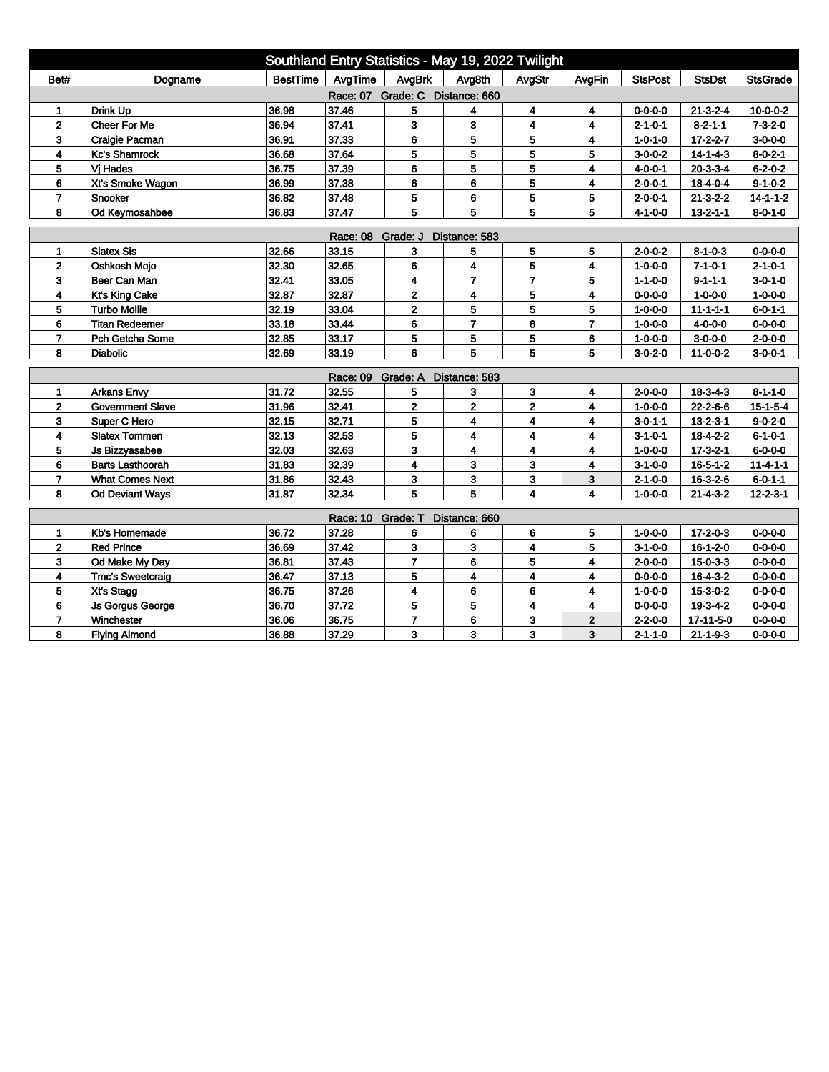# Southland Entry Statistics - May 19, 2022 Twilight

| Bet# | Dogname | BestTime | AvgTime | AvgBrk | Avg8th | AvgStr | AvgFin | StsPost | StsDst | StsGrade |
|---|---|---|---|---|---|---|---|---|---|---|
| Race: 07 Grade: C Distance: 660 | | | | | | | | | | |
| 1 | Drink Up | 36.98 | 37.46 | 5 | 4 | 4 | 4 | 0-0-0-0 | 21-3-2-4 | 10-0-0-2 |
| 2 | Cheer For Me | 36.94 | 37.41 | 3 | 3 | 4 | 4 | 2-1-0-1 | 8-2-1-1 | 7-3-2-0 |
| 3 | Craigie Pacman | 36.91 | 37.33 | 6 | 5 | 5 | 4 | 1-0-1-0 | 17-2-2-7 | 3-0-0-0 |
| 4 | Kc's Shamrock | 36.68 | 37.64 | 5 | 5 | 5 | 5 | 3-0-0-2 | 14-1-4-3 | 8-0-2-1 |
| 5 | Vj Hades | 36.75 | 37.39 | 6 | 5 | 5 | 4 | 4-0-0-1 | 20-3-3-4 | 6-2-0-2 |
| 6 | Xt's Smoke Wagon | 36.99 | 37.38 | 6 | 6 | 5 | 4 | 2-0-0-1 | 18-4-0-4 | 9-1-0-2 |
| 7 | Snooker | 36.82 | 37.48 | 5 | 6 | 5 | 5 | 2-0-0-1 | 21-3-2-2 | 14-1-1-2 |
| 8 | Od Keymosahbee | 36.83 | 37.47 | 5 | 5 | 5 | 5 | 4-1-0-0 | 13-2-1-1 | 8-0-1-0 |
| Race: 08 Grade: J Distance: 583 | | | | | | | | | | |
| 1 | Slatex Sis | 32.66 | 33.15 | 3 | 5 | 5 | 5 | 2-0-0-2 | 8-1-0-3 | 0-0-0-0 |
| 2 | Oshkosh Mojo | 32.30 | 32.65 | 6 | 4 | 5 | 4 | 1-0-0-0 | 7-1-0-1 | 2-1-0-1 |
| 3 | Beer Can Man | 32.41 | 33.05 | 4 | 7 | 7 | 5 | 1-1-0-0 | 9-1-1-1 | 3-0-1-0 |
| 4 | Kt's King Cake | 32.87 | 32.87 | 2 | 4 | 5 | 4 | 0-0-0-0 | 1-0-0-0 | 1-0-0-0 |
| 5 | Turbo Mollie | 32.19 | 33.04 | 2 | 5 | 5 | 5 | 1-0-0-0 | 11-1-1-1 | 6-0-1-1 |
| 6 | Titan Redeemer | 33.18 | 33.44 | 6 | 7 | 8 | 7 | 1-0-0-0 | 4-0-0-0 | 0-0-0-0 |
| 7 | Pch Getcha Some | 32.85 | 33.17 | 5 | 5 | 5 | 6 | 1-0-0-0 | 3-0-0-0 | 2-0-0-0 |
| 8 | Diabolic | 32.69 | 33.19 | 6 | 5 | 5 | 5 | 3-0-2-0 | 11-0-0-2 | 3-0-0-1 |
| Race: 09 Grade: A Distance: 583 | | | | | | | | | | |
| 1 | Arkans Envy | 31.72 | 32.55 | 5 | 3 | 3 | 4 | 2-0-0-0 | 18-3-4-3 | 8-1-1-0 |
| 2 | Government Slave | 31.96 | 32.41 | 2 | 2 | 2 | 4 | 1-0-0-0 | 22-2-6-6 | 15-1-5-4 |
| 3 | Super C Hero | 32.15 | 32.71 | 5 | 4 | 4 | 4 | 3-0-1-1 | 13-2-3-1 | 9-0-2-0 |
| 4 | Slatex Tommen | 32.13 | 32.53 | 5 | 4 | 4 | 4 | 3-1-0-1 | 18-4-2-2 | 6-1-0-1 |
| 5 | Js Bizzyasabee | 32.03 | 32.63 | 3 | 4 | 4 | 4 | 1-0-0-0 | 17-3-2-1 | 6-0-0-0 |
| 6 | Barts Lasthoorah | 31.83 | 32.39 | 4 | 3 | 3 | 4 | 3-1-0-0 | 16-5-1-2 | 11-4-1-1 |
| 7 | What Comes Next | 31.86 | 32.43 | 3 | 3 | 3 | 3 | 2-1-0-0 | 16-3-2-6 | 6-0-1-1 |
| 8 | Od Deviant Ways | 31.87 | 32.34 | 5 | 5 | 4 | 4 | 1-0-0-0 | 21-4-3-2 | 12-2-3-1 |
| Race: 10 Grade: T Distance: 660 | | | | | | | | | | |
| 1 | Kb's Homemade | 36.72 | 37.28 | 6 | 6 | 6 | 5 | 1-0-0-0 | 17-2-0-3 | 0-0-0-0 |
| 2 | Red Prince | 36.69 | 37.42 | 3 | 3 | 4 | 5 | 3-1-0-0 | 16-1-2-0 | 0-0-0-0 |
| 3 | Od Make My Day | 36.81 | 37.43 | 7 | 6 | 5 | 4 | 2-0-0-0 | 15-0-3-3 | 0-0-0-0 |
| 4 | Tmc's Sweetcraig | 36.47 | 37.13 | 5 | 4 | 4 | 4 | 0-0-0-0 | 16-4-3-2 | 0-0-0-0 |
| 5 | Xt's Stagg | 36.75 | 37.26 | 4 | 6 | 6 | 4 | 1-0-0-0 | 15-3-0-2 | 0-0-0-0 |
| 6 | Js Gorgus George | 36.70 | 37.72 | 5 | 5 | 4 | 4 | 0-0-0-0 | 19-3-4-2 | 0-0-0-0 |
| 7 | Winchester | 36.06 | 36.75 | 7 | 6 | 3 | 2 | 2-2-0-0 | 17-11-5-0 | 0-0-0-0 |
| 8 | Flying Almond | 36.88 | 37.29 | 3 | 3 | 3 | 3 | 2-1-1-0 | 21-1-9-3 | 0-0-0-0 |